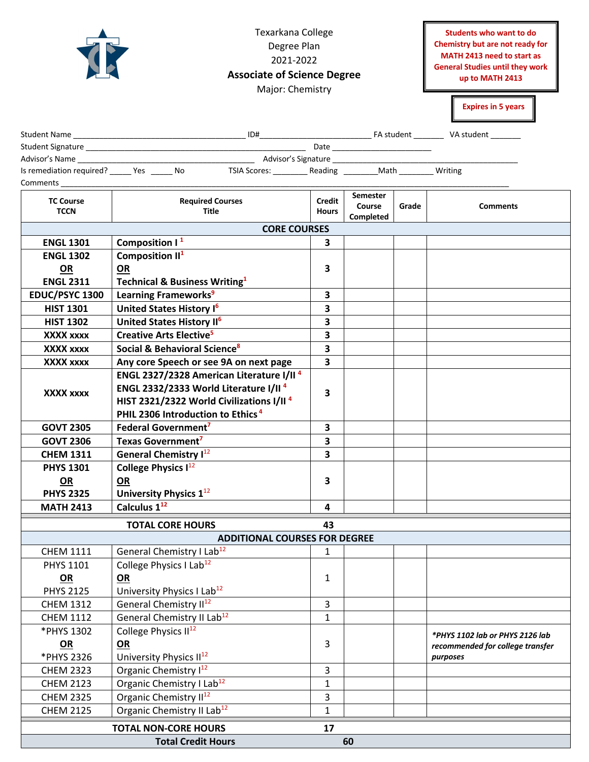Texarkana College
Degree Plan
2021-2022
**Associate of Science Degree**
Major: Chemistry

**Students who want to do Chemistry but are not ready for MATH 2413 need to start as General Studies until they work up to MATH 2413**

**Expires in 5 years**

Student Name ________________________ ID#________________ FA student _______ VA student _______
Student Signature ________________________ Date ________________
Advisor's Name ________________________ Advisor's Signature ________________________
Is remediation required? _____ Yes _____ No TSIA Scores: ________ Reading ________Math ________ Writing
Comments ________________________

| TC Course TCCN | Required Courses Title | Credit Hours | Semester Course Completed | Grade | Comments |
|---|---|---|---|---|---|
| **CORE COURSES** | | | | | |
| **ENGL 1301** | **Composition I** [1] | **3** | | | |
| **ENGL 1302** **OR** **ENGL 2311** | **Composition II**[1] **OR** **Technical & Business Writing**[1] | **3** | | | |
| **EDUC/PSYC 1300** | **Learning Frameworks**[9] | **3** | | | |
| **HIST 1301** | **United States History I**[6] | **3** | | | |
| **HIST 1302** | **United States History II**[6] | **3** | | | |
| **XXXX xxxx** | **Creative Arts Elective**[5] | **3** | | | |
| **XXXX xxxx** | **Social & Behavioral Science**[8] | **3** | | | |
| **XXXX xxxx** | **Any core Speech or see 9A on next page** | **3** | | | |
| **XXXX xxxx** | **ENGL 2327/2328 American Literature I/II** [4] **ENGL 2332/2333 World Literature I/II** [4] **HIST 2321/2322 World Civilizations I/II** [4] **PHIL 2306 Introduction to Ethics** [4] | **3** | | | |
| **GOVT 2305** | **Federal Government**[7] | **3** | | | |
| **GOVT 2306** | **Texas Government**[7] | **3** | | | |
| **CHEM 1311** | **General Chemistry I**[12] | **3** | | | |
| **PHYS 1301** **OR** **PHYS 2325** | **College Physics I**[12] **OR** **University Physics 1**[12] | **3** | | | |
| **MATH 2413** | **Calculus 1**[12] | **4** | | | |
| | **TOTAL CORE HOURS** | **43** | | | |
| **ADDITIONAL COURSES FOR DEGREE** | | | | | |
| CHEM 1111 | General Chemistry I Lab[12] | 1 | | | |
| PHYS 1101 **OR** PHYS 2125 | College Physics I Lab[12] **OR** University Physics I Lab[12] | 1 | | | |
| CHEM 1312 | General Chemistry II[12] | 3 | | | |
| CHEM 1112 | General Chemistry II Lab[12] | 1 | | | |
| *PHYS 1302 **OR** *PHYS 2326 | College Physics II[12] **OR** University Physics II[12] | 3 | | | ***PHYS 1102 lab or PHYS 2126 lab recommended for college transfer purposes*** |
| CHEM 2323 | Organic Chemistry I[12] | 3 | | | |
| CHEM 2123 | Organic Chemistry I Lab[12] | 1 | | | |
| CHEM 2325 | Organic Chemistry II[12] | 3 | | | |
| CHEM 2125 | Organic Chemistry II Lab[12] | 1 | | | |
| | **TOTAL NON-CORE HOURS** | **17** | | | |
| | **Total Credit Hours** | **60** | | | |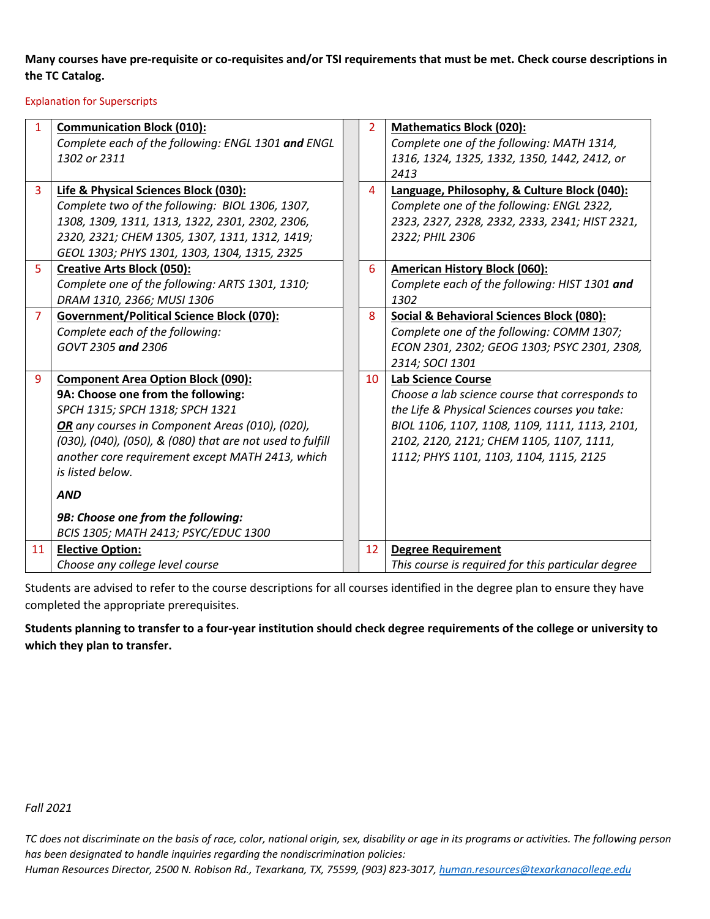**Many courses have pre-requisite or co-requisites and/or TSI requirements that must be met. Check course descriptions in the TC Catalog.**

Explanation for Superscripts

| | | | | |
|---|---|---|---|---|
| 1 | **Communication Block (010):** *Complete each of the following: ENGL 1301* ***and*** *ENGL 1302 or 2311* | | 2 | **Mathematics Block (020):** *Complete one of the following: MATH 1314, 1316, 1324, 1325, 1332, 1350, 1442, 2412, or 2413* |
| 3 | **Life & Physical Sciences Block (030):** *Complete two of the following: BIOL 1306, 1307, 1308, 1309, 1311, 1313, 1322, 2301, 2302, 2306, 2320, 2321; CHEM 1305, 1307, 1311, 1312, 1419; GEOL 1303; PHYS 1301, 1303, 1304, 1315, 2325* | | 4 | **Language, Philosophy, & Culture Block (040):** *Complete one of the following: ENGL 2322, 2323, 2327, 2328, 2332, 2333, 2341; HIST 2321, 2322; PHIL 2306* |
| 5 | **Creative Arts Block (050):** *Complete one of the following: ARTS 1301, 1310; DRAM 1310, 2366; MUSI 1306* | | 6 | **American History Block (060):** *Complete each of the following: HIST 1301* ***and*** *1302* |
| 7 | **Government/Political Science Block (070):** *Complete each of the following: GOVT 2305* ***and*** *2306* | | 8 | **Social & Behavioral Sciences Block (080):** *Complete one of the following: COMM 1307; ECON 2301, 2302; GEOG 1303; PSYC 2301, 2308, 2314; SOCI 1301* |
| 9 | **Component Area Option Block (090):** **9A: Choose one from the following:** *SPCH 1315; SPCH 1318; SPCH 1321* ***OR*** *any courses in Component Areas (010), (020), (030), (040), (050), & (080) that are not used to fulfill another core requirement except MATH 2413, which is listed below.* ***AND*** ***9B: Choose one from the following:*** *BCIS 1305; MATH 2413; PSYC/EDUC 1300* | | 10 | **Lab Science Course** *Choose a lab science course that corresponds to the Life & Physical Sciences courses you take: BIOL 1106, 1107, 1108, 1109, 1111, 1113, 2101, 2102, 2120, 2121; CHEM 1105, 1107, 1111, 1112; PHYS 1101, 1103, 1104, 1115, 2125* |
| 11 | **Elective Option:** *Choose any college level course* | | 12 | **Degree Requirement** *This course is required for this particular degree* |

Students are advised to refer to the course descriptions for all courses identified in the degree plan to ensure they have completed the appropriate prerequisites.

**Students planning to transfer to a four-year institution should check degree requirements of the college or university to which they plan to transfer.**

*Fall 2021*

*TC does not discriminate on the basis of race, color, national origin, sex, disability or age in its programs or activities. The following person has been designated to handle inquiries regarding the nondiscrimination policies:*
*Human Resources Director, 2500 N. Robison Rd., Texarkana, TX, 75599, (903) 823-3017, human.resources@texarkanacollege.edu*